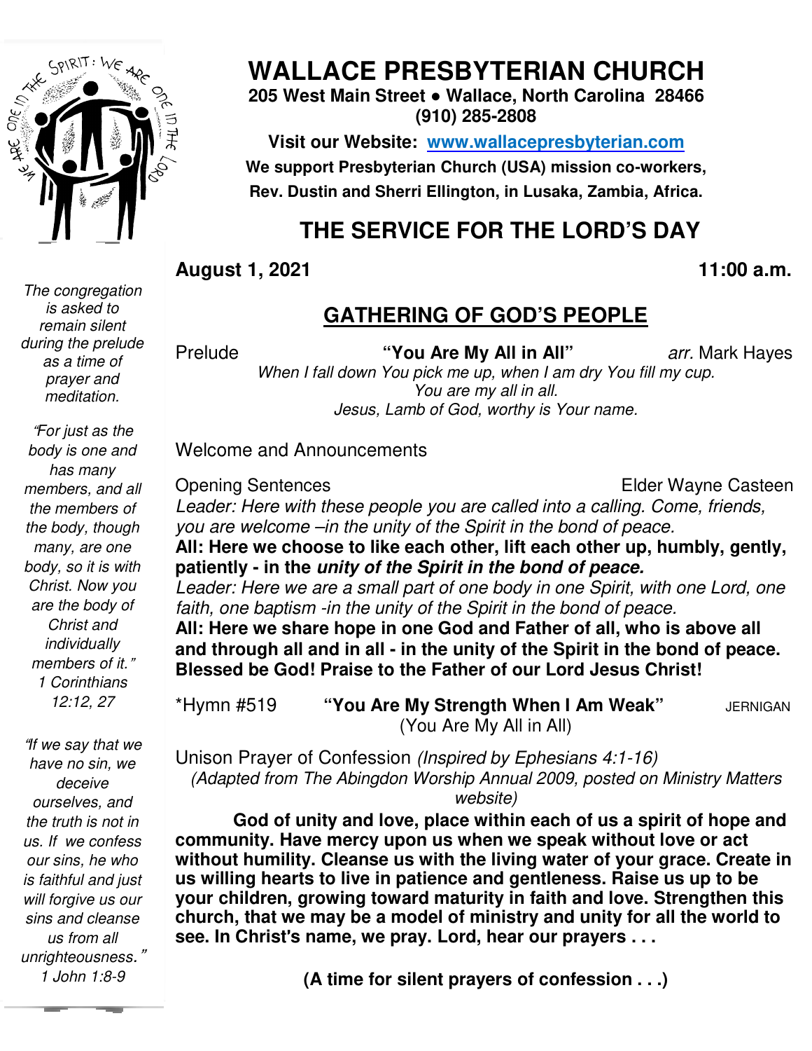# WALLACE PRESBYTERIAN CHURCH

**205 West Main Street • Wallace, North Carolina 28466**
**(910) 285-2808**

**Visit our Website: www.wallacepresbyterian.com**
**We support Presbyterian Church (USA) mission co-workers, Rev. Dustin and Sherri Ellington, in Lusaka, Zambia, Africa.**

## THE SERVICE FOR THE LORD'S DAY

**August 1, 2021** **11:00 a.m.**

*The congregation is asked to remain silent during the prelude as a time of prayer and meditation.*

*"For just as the body is one and has many members, and all the members of the body, though many, are one body, so it is with Christ. Now you are the body of Christ and individually members of it." 1 Corinthians 12:12, 27*

*"If we say that we have no sin, we deceive ourselves, and the truth is not in us. If we confess our sins, he who is faithful and just will forgive us our sins and cleanse us from all unrighteousness." 1 John 1:8-9*

### GATHERING OF GOD'S PEOPLE

Prelude **"You Are My All in All"** *arr.* Mark Hayes

*When I fall down You pick me up, when I am dry You fill my cup.*
*You are my all in all.*
*Jesus, Lamb of God, worthy is Your name.*

Welcome and Announcements

Opening Sentences Elder Wayne Casteen

*Leader: Here with these people you are called into a calling. Come, friends, you are welcome –in the unity of the Spirit in the bond of peace.*

**All: Here we choose to like each other, lift each other up, humbly, gently, patiently - in the *unity of the Spirit in the bond of peace.***

*Leader: Here we are a small part of one body in one Spirit, with one Lord, one faith, one baptism -in the unity of the Spirit in the bond of peace.*

**All: Here we share hope in one God and Father of all, who is above all and through all and in all - in the unity of the Spirit in the bond of peace. Blessed be God! Praise to the Father of our Lord Jesus Christ!**

\*Hymn #519 **"You Are My Strength When I Am Weak"** JERNIGAN
(You Are My All in All)

Unison Prayer of Confession *(Inspired by Ephesians 4:1-16)*
*(Adapted from The Abingdon Worship Annual 2009, posted on Ministry Matters website)*

**God of unity and love, place within each of us a spirit of hope and community. Have mercy upon us when we speak without love or act without humility. Cleanse us with the living water of your grace. Create in us willing hearts to live in patience and gentleness. Raise us up to be your children, growing toward maturity in faith and love. Strengthen this church, that we may be a model of ministry and unity for all the world to see. In Christ's name, we pray. Lord, hear our prayers . . .**

**(A time for silent prayers of confession . . .)**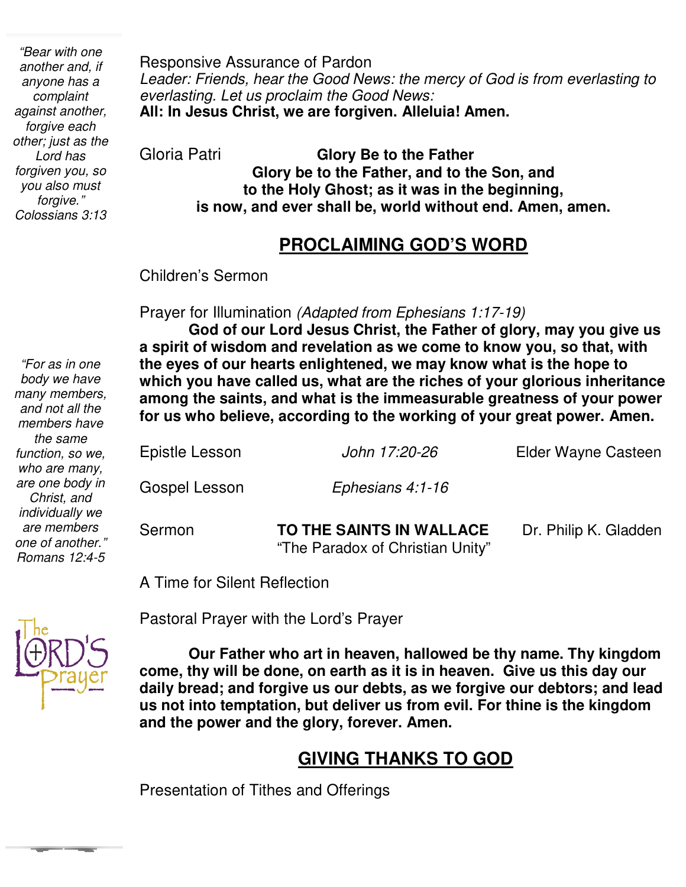*"Bear with one another and, if anyone has a complaint against another, forgive each other; just as the Lord has forgiven you, so you also must forgive." Colossians 3:13*

Responsive Assurance of Pardon

*Leader: Friends, hear the Good News: the mercy of God is from everlasting to everlasting. Let us proclaim the Good News:*

**All: In Jesus Christ, we are forgiven. Alleluia! Amen.**

Gloria Patri **Glory Be to the Father**

**Glory be to the Father, and to the Son, and to the Holy Ghost; as it was in the beginning, is now, and ever shall be, world without end. Amen, amen.**

## PROCLAIMING GOD'S WORD

Children's Sermon

Prayer for Illumination *(Adapted from Ephesians 1:17-19)*

**God of our Lord Jesus Christ, the Father of glory, may you give us a spirit of wisdom and revelation as we come to know you, so that, with the eyes of our hearts enlightened, we may know what is the hope to which you have called us, what are the riches of your glorious inheritance among the saints, and what is the immeasurable greatness of your power for us who believe, according to the working of your great power. Amen.**

*"For as in one body we have many members, and not all the members have the same function, so we, who are many, are one body in Christ, and individually we are members one of another." Romans 12:4-5*

Epistle Lesson *John 17:20-26* Elder Wayne Casteen

Gospel Lesson *Ephesians 4:1-16*

Sermon **TO THE SAINTS IN WALLACE** Dr. Philip K. Gladden
"The Paradox of Christian Unity"

A Time for Silent Reflection

Pastoral Prayer with the Lord's Prayer

**Our Father who art in heaven, hallowed be thy name. Thy kingdom come, thy will be done, on earth as it is in heaven. Give us this day our daily bread; and forgive us our debts, as we forgive our debtors; and lead us not into temptation, but deliver us from evil. For thine is the kingdom and the power and the glory, forever. Amen.**

## GIVING THANKS TO GOD

Presentation of Tithes and Offerings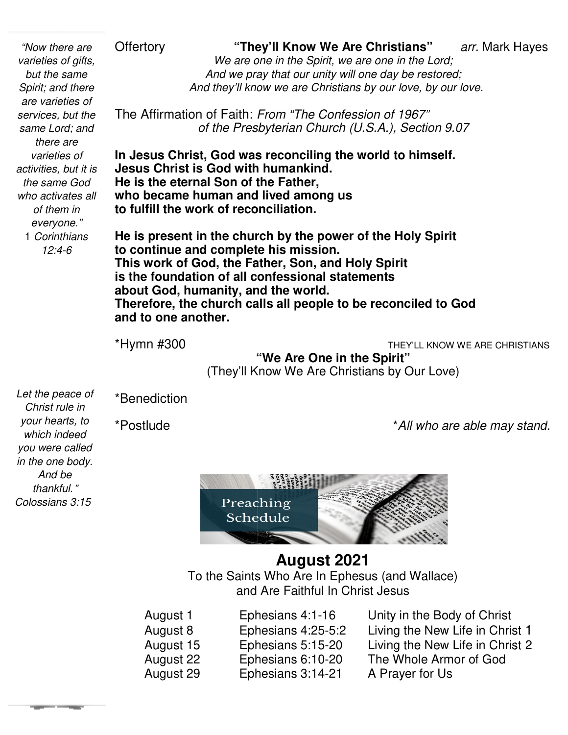*"Now there are varieties of gifts, but the same Spirit; and there are varieties of services, but the same Lord; and there are varieties of activities, but it is the same God who activates all of them in everyone."*
1 *Corinthians 12:4-6*

Offertory **"They'll Know We Are Christians"** *arr.* Mark Hayes

*We are one in the Spirit, we are one in the Lord;*
*And we pray that our unity will one day be restored;*
*And they'll know we are Christians by our love, by our love.*

The Affirmation of Faith: *From "The Confession of 1967" of the Presbyterian Church (U.S.A.), Section 9.07*

**In Jesus Christ, God was reconciling the world to himself.**
**Jesus Christ is God with humankind.**
**He is the eternal Son of the Father,**
**who became human and lived among us**
**to fulfill the work of reconciliation.**

**He is present in the church by the power of the Holy Spirit**
**to continue and complete his mission.**
**This work of God, the Father, Son, and Holy Spirit**
**is the foundation of all confessional statements**
**about God, humanity, and the world.**
**Therefore, the church calls all people to be reconciled to God**
**and to one another.**

\*Hymn #300 THEY'LL KNOW WE ARE CHRISTIANS

**"We Are One in the Spirit"**
(They'll Know We Are Christians by Our Love)

*Let the peace of Christ rule in your hearts, to which indeed you were called in the one body. And be thankful."*
*Colossians 3:15*

\*Benediction

\*Postlude

*\*All who are able may stand.*

Preaching Schedule

## August 2021

To the Saints Who Are In Ephesus (and Wallace)
and Are Faithful In Christ Jesus

| | | |
|---|---|---|
| August 1 | Ephesians 4:1-16 | Unity in the Body of Christ |
| August 8 | Ephesians 4:25-5:2 | Living the New Life in Christ 1 |
| August 15 | Ephesians 5:15-20 | Living the New Life in Christ 2 |
| August 22 | Ephesians 6:10-20 | The Whole Armor of God |
| August 29 | Ephesians 3:14-21 | A Prayer for Us |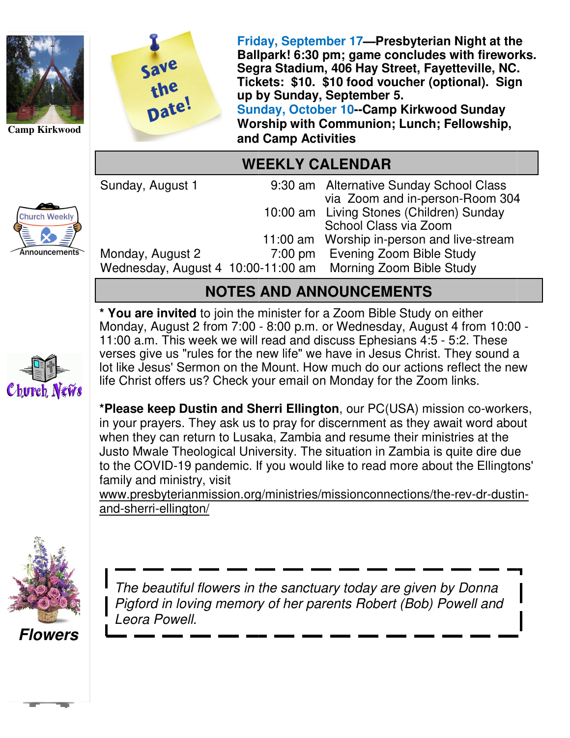Camp Kirkwood

Save the Date!

**Friday, September 17—Presbyterian Night at the Ballpark! 6:30 pm; game concludes with fireworks. Segra Stadium, 406 Hay Street, Fayetteville, NC. Tickets: $10. $10 food voucher (optional). Sign up by Sunday, September 5.**

**Sunday, October 10--Camp Kirkwood Sunday Worship with Communion; Lunch; Fellowship, and Camp Activities**

## WEEKLY CALENDAR

| | | |
|---|---|---|
| Sunday, August 1 | 9:30 am | Alternative Sunday School Class via Zoom and in-person-Room 304 |
| | 10:00 am | Living Stones (Children) Sunday School Class via Zoom |
| | 11:00 am | Worship in-person and live-stream |
| Monday, August 2 | 7:00 pm | Evening Zoom Bible Study |
| Wednesday, August 4 | 10:00-11:00 am | Morning Zoom Bible Study |

Church Weekly Announcements

## NOTES AND ANNOUNCEMENTS

* **You are invited** to join the minister for a Zoom Bible Study on either Monday, August 2 from 7:00 - 8:00 p.m. or Wednesday, August 4 from 10:00 - 11:00 a.m. This week we will read and discuss Ephesians 4:5 - 5:2. These verses give us "rules for the new life" we have in Jesus Christ. They sound a lot like Jesus' Sermon on the Mount. How much do our actions reflect the new life Christ offers us? Check your email on Monday for the Zoom links.

Church News

***Please keep Dustin and Sherri Ellington**, our PC(USA) mission co-workers, in your prayers. They ask us to pray for discernment as they await word about when they can return to Lusaka, Zambia and resume their ministries at the Justo Mwale Theological University. The situation in Zambia is quite dire due to the COVID-19 pandemic. If you would like to read more about the Ellingtons' family and ministry, visit www.presbyterianmission.org/ministries/missionconnections/the-rev-dr-dustin-and-sherri-ellington/

***Flowers***

*The beautiful flowers in the sanctuary today are given by Donna Pigford in loving memory of her parents Robert (Bob) Powell and Leora Powell.*